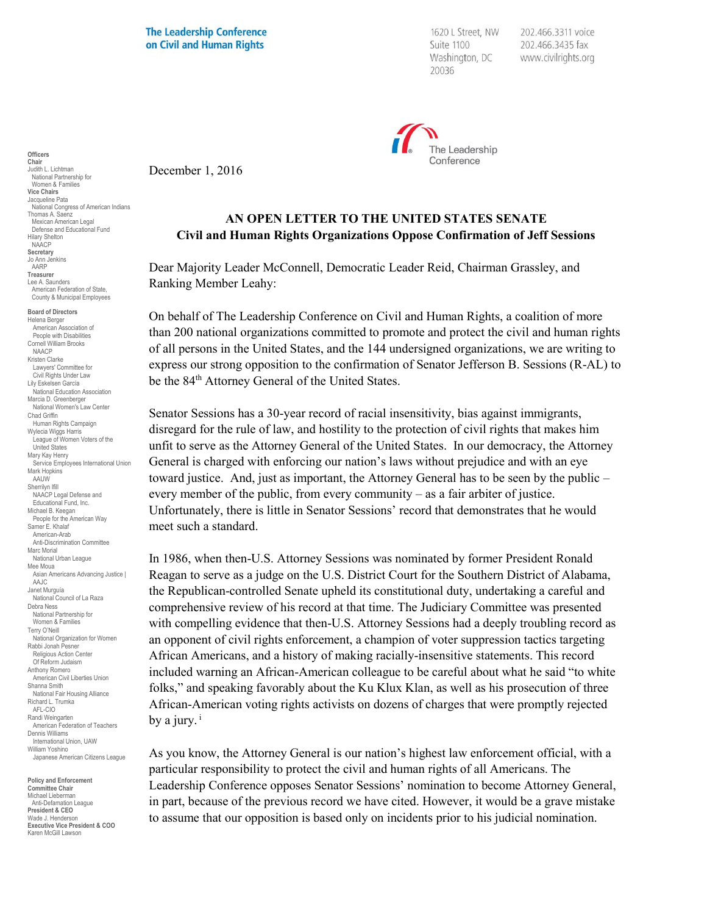The Leadership Conference on Civil and Human Rights

1620 L Street, NW
Suite 1100
Washington, DC
20036

202.466.3311 voice
202.466.3435 fax
www.civilrights.org

The Leadership Conference

**Officers**
**Chair**
Judith L. Lichtman
National Partnership for Women & Families
**Vice Chairs**
Jacqueline Pata
National Congress of American Indians
Thomas A. Saenz
Mexican American Legal Defense and Educational Fund
Hilary Shelton
NAACP
**Secretary**
Jo Ann Jenkins
AARP
**Treasurer**
Lee A. Saunders
American Federation of State, County & Municipal Employees

**Board of Directors**
Helena Berger
American Association of People with Disabilities
Cornell William Brooks
NAACP
Kristen Clarke
Lawyers' Committee for Civil Rights Under Law
Lily Eskelsen García
National Education Association
Marcia D. Greenberger
National Women's Law Center
Chad Griffin
Human Rights Campaign
Wylecia Wiggs Harris
League of Women Voters of the United States
Mary Kay Henry
Service Employees International Union
Mark Hopkins
AAUW
Sherrilyn Ifill
NAACP Legal Defense and Educational Fund, Inc.
Michael B. Keegan
People for the American Way
Samer E. Khalaf
American-Arab Anti-Discrimination Committee
Marc Morial
National Urban League
Mee Moua
Asian Americans Advancing Justice | AAJC
Janet Murguía
National Council of La Raza
Debra Ness
National Partnership for Women & Families
Terry O'Neill
National Organization for Women
Rabbi Jonah Pesner
Religious Action Center Of Reform Judaism
Anthony Romero
American Civil Liberties Union
Shanna Smith
National Fair Housing Alliance
Richard L. Trumka
AFL-CIO
Randi Weingarten
American Federation of Teachers
Dennis Williams
International Union, UAW
William Yoshino
Japanese American Citizens League

**Policy and Enforcement Committee Chair**
Michael Lieberman
Anti-Defamation League
**President & CEO**
Wade J. Henderson
**Executive Vice President & COO**
Karen McGill Lawson

December 1, 2016

**AN OPEN LETTER TO THE UNITED STATES SENATE**
**Civil and Human Rights Organizations Oppose Confirmation of Jeff Sessions**

Dear Majority Leader McConnell, Democratic Leader Reid, Chairman Grassley, and Ranking Member Leahy:

On behalf of The Leadership Conference on Civil and Human Rights, a coalition of more than 200 national organizations committed to promote and protect the civil and human rights of all persons in the United States, and the 144 undersigned organizations, we are writing to express our strong opposition to the confirmation of Senator Jefferson B. Sessions (R-AL) to be the 84th Attorney General of the United States.

Senator Sessions has a 30-year record of racial insensitivity, bias against immigrants, disregard for the rule of law, and hostility to the protection of civil rights that makes him unfit to serve as the Attorney General of the United States. In our democracy, the Attorney General is charged with enforcing our nation's laws without prejudice and with an eye toward justice. And, just as important, the Attorney General has to be seen by the public – every member of the public, from every community – as a fair arbiter of justice. Unfortunately, there is little in Senator Sessions' record that demonstrates that he would meet such a standard.

In 1986, when then-U.S. Attorney Sessions was nominated by former President Ronald Reagan to serve as a judge on the U.S. District Court for the Southern District of Alabama, the Republican-controlled Senate upheld its constitutional duty, undertaking a careful and comprehensive review of his record at that time. The Judiciary Committee was presented with compelling evidence that then-U.S. Attorney Sessions had a deeply troubling record as an opponent of civil rights enforcement, a champion of voter suppression tactics targeting African Americans, and a history of making racially-insensitive statements. This record included warning an African-American colleague to be careful about what he said "to white folks," and speaking favorably about the Ku Klux Klan, as well as his prosecution of three African-American voting rights activists on dozens of charges that were promptly rejected by a jury.[i]

As you know, the Attorney General is our nation's highest law enforcement official, with a particular responsibility to protect the civil and human rights of all Americans. The Leadership Conference opposes Senator Sessions' nomination to become Attorney General, in part, because of the previous record we have cited. However, it would be a grave mistake to assume that our opposition is based only on incidents prior to his judicial nomination.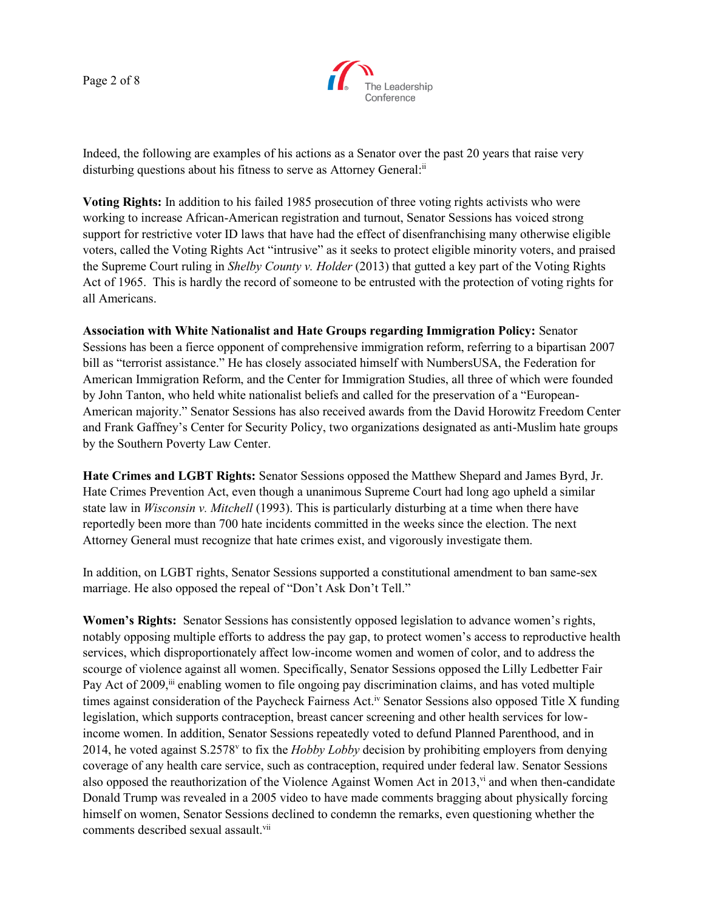Indeed, the following are examples of his actions as a Senator over the past 20 years that raise very disturbing questions about his fitness to serve as Attorney General:[ii]

**Voting Rights:** In addition to his failed 1985 prosecution of three voting rights activists who were working to increase African-American registration and turnout, Senator Sessions has voiced strong support for restrictive voter ID laws that have had the effect of disenfranchising many otherwise eligible voters, called the Voting Rights Act "intrusive" as it seeks to protect eligible minority voters, and praised the Supreme Court ruling in *Shelby County v. Holder* (2013) that gutted a key part of the Voting Rights Act of 1965. This is hardly the record of someone to be entrusted with the protection of voting rights for all Americans.

**Association with White Nationalist and Hate Groups regarding Immigration Policy:** Senator Sessions has been a fierce opponent of comprehensive immigration reform, referring to a bipartisan 2007 bill as "terrorist assistance." He has closely associated himself with NumbersUSA, the Federation for American Immigration Reform, and the Center for Immigration Studies, all three of which were founded by John Tanton, who held white nationalist beliefs and called for the preservation of a "European-American majority." Senator Sessions has also received awards from the David Horowitz Freedom Center and Frank Gaffney's Center for Security Policy, two organizations designated as anti-Muslim hate groups by the Southern Poverty Law Center.

**Hate Crimes and LGBT Rights:** Senator Sessions opposed the Matthew Shepard and James Byrd, Jr. Hate Crimes Prevention Act, even though a unanimous Supreme Court had long ago upheld a similar state law in *Wisconsin v. Mitchell* (1993). This is particularly disturbing at a time when there have reportedly been more than 700 hate incidents committed in the weeks since the election. The next Attorney General must recognize that hate crimes exist, and vigorously investigate them.

In addition, on LGBT rights, Senator Sessions supported a constitutional amendment to ban same-sex marriage. He also opposed the repeal of "Don't Ask Don't Tell."

**Women's Rights:** Senator Sessions has consistently opposed legislation to advance women's rights, notably opposing multiple efforts to address the pay gap, to protect women's access to reproductive health services, which disproportionately affect low-income women and women of color, and to address the scourge of violence against all women. Specifically, Senator Sessions opposed the Lilly Ledbetter Fair Pay Act of 2009,[iii] enabling women to file ongoing pay discrimination claims, and has voted multiple times against consideration of the Paycheck Fairness Act.[iv] Senator Sessions also opposed Title X funding legislation, which supports contraception, breast cancer screening and other health services for low-income women. In addition, Senator Sessions repeatedly voted to defund Planned Parenthood, and in 2014, he voted against S.2578[v] to fix the *Hobby Lobby* decision by prohibiting employers from denying coverage of any health care service, such as contraception, required under federal law. Senator Sessions also opposed the reauthorization of the Violence Against Women Act in 2013,[vi] and when then-candidate Donald Trump was revealed in a 2005 video to have made comments bragging about physically forcing himself on women, Senator Sessions declined to condemn the remarks, even questioning whether the comments described sexual assault.[vii]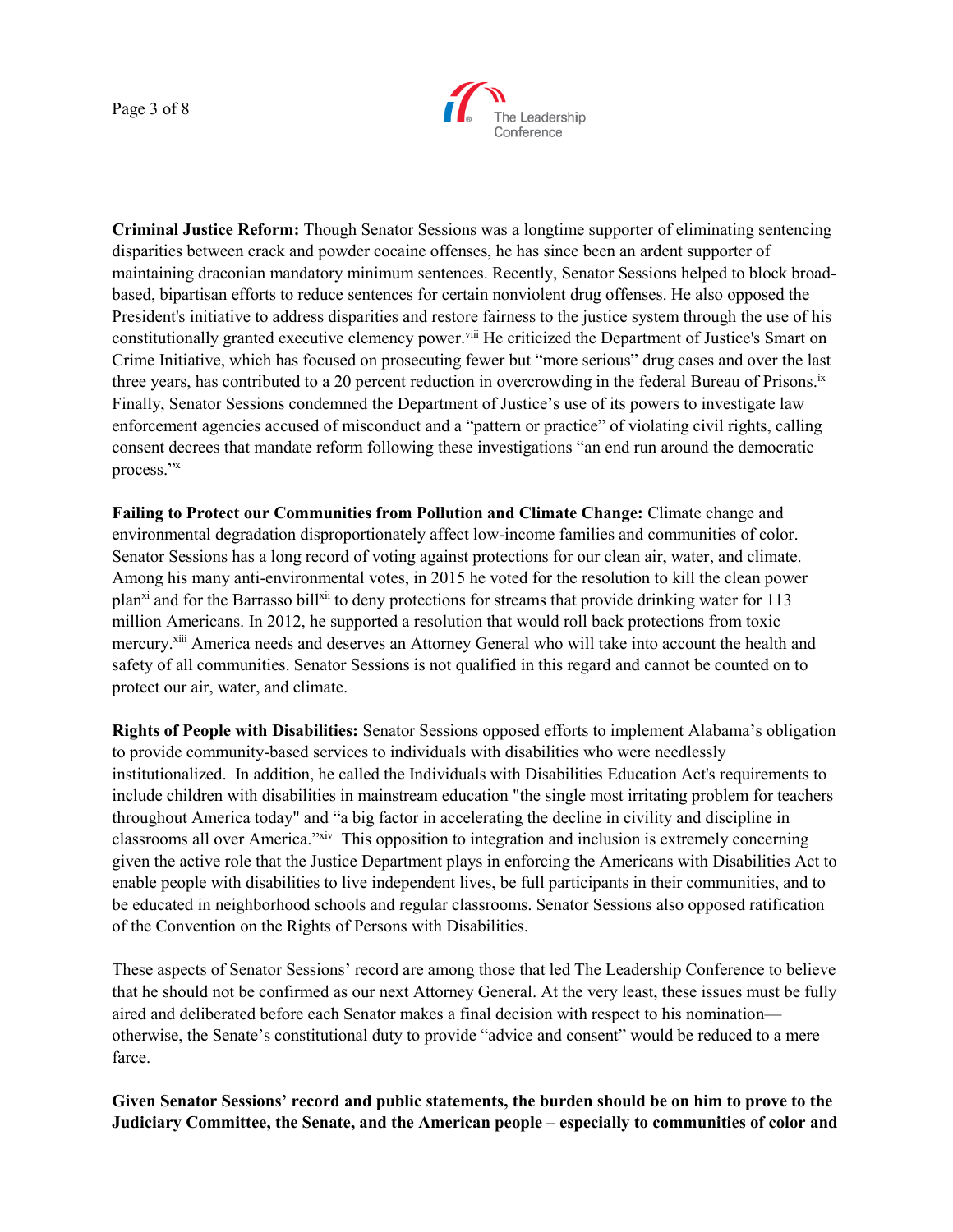**Criminal Justice Reform:** Though Senator Sessions was a longtime supporter of eliminating sentencing disparities between crack and powder cocaine offenses, he has since been an ardent supporter of maintaining draconian mandatory minimum sentences. Recently, Senator Sessions helped to block broad-based, bipartisan efforts to reduce sentences for certain nonviolent drug offenses. He also opposed the President's initiative to address disparities and restore fairness to the justice system through the use of his constitutionally granted executive clemency power.[viii] He criticized the Department of Justice's Smart on Crime Initiative, which has focused on prosecuting fewer but "more serious" drug cases and over the last three years, has contributed to a 20 percent reduction in overcrowding in the federal Bureau of Prisons.[ix] Finally, Senator Sessions condemned the Department of Justice's use of its powers to investigate law enforcement agencies accused of misconduct and a "pattern or practice" of violating civil rights, calling consent decrees that mandate reform following these investigations "an end run around the democratic process."[x]

**Failing to Protect our Communities from Pollution and Climate Change:** Climate change and environmental degradation disproportionately affect low-income families and communities of color. Senator Sessions has a long record of voting against protections for our clean air, water, and climate. Among his many anti-environmental votes, in 2015 he voted for the resolution to kill the clean power plan[xi] and for the Barrasso bill[xii] to deny protections for streams that provide drinking water for 113 million Americans. In 2012, he supported a resolution that would roll back protections from toxic mercury.[xiii] America needs and deserves an Attorney General who will take into account the health and safety of all communities. Senator Sessions is not qualified in this regard and cannot be counted on to protect our air, water, and climate.

**Rights of People with Disabilities:** Senator Sessions opposed efforts to implement Alabama's obligation to provide community-based services to individuals with disabilities who were needlessly institutionalized. In addition, he called the Individuals with Disabilities Education Act's requirements to include children with disabilities in mainstream education "the single most irritating problem for teachers throughout America today" and "a big factor in accelerating the decline in civility and discipline in classrooms all over America."[xiv] This opposition to integration and inclusion is extremely concerning given the active role that the Justice Department plays in enforcing the Americans with Disabilities Act to enable people with disabilities to live independent lives, be full participants in their communities, and to be educated in neighborhood schools and regular classrooms. Senator Sessions also opposed ratification of the Convention on the Rights of Persons with Disabilities.

These aspects of Senator Sessions' record are among those that led The Leadership Conference to believe that he should not be confirmed as our next Attorney General. At the very least, these issues must be fully aired and deliberated before each Senator makes a final decision with respect to his nomination—otherwise, the Senate's constitutional duty to provide "advice and consent" would be reduced to a mere farce.

**Given Senator Sessions' record and public statements, the burden should be on him to prove to the Judiciary Committee, the Senate, and the American people – especially to communities of color and**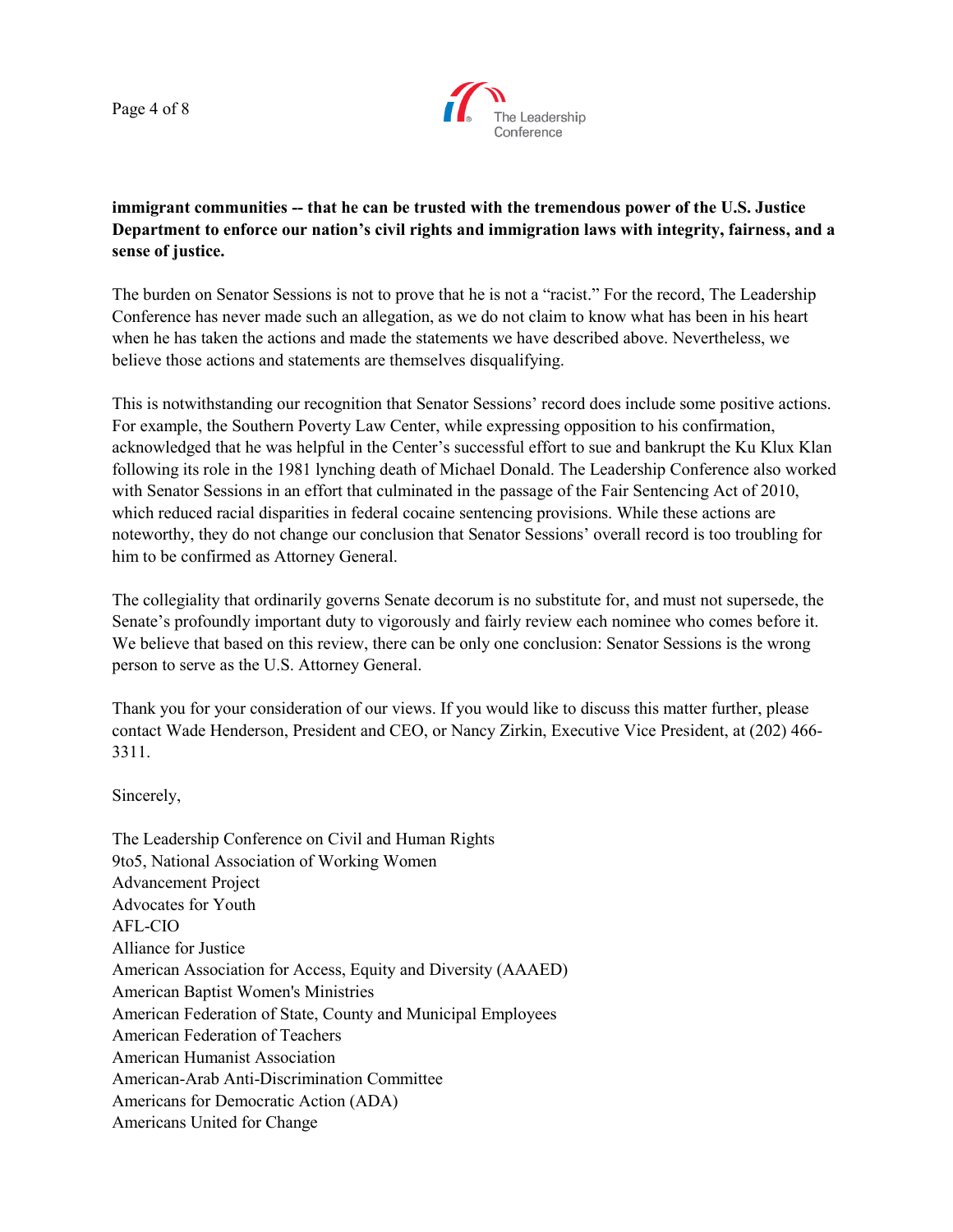**immigrant communities -- that he can be trusted with the tremendous power of the U.S. Justice Department to enforce our nation's civil rights and immigration laws with integrity, fairness, and a sense of justice.**

The burden on Senator Sessions is not to prove that he is not a "racist." For the record, The Leadership Conference has never made such an allegation, as we do not claim to know what has been in his heart when he has taken the actions and made the statements we have described above. Nevertheless, we believe those actions and statements are themselves disqualifying.

This is notwithstanding our recognition that Senator Sessions' record does include some positive actions. For example, the Southern Poverty Law Center, while expressing opposition to his confirmation, acknowledged that he was helpful in the Center's successful effort to sue and bankrupt the Ku Klux Klan following its role in the 1981 lynching death of Michael Donald. The Leadership Conference also worked with Senator Sessions in an effort that culminated in the passage of the Fair Sentencing Act of 2010, which reduced racial disparities in federal cocaine sentencing provisions. While these actions are noteworthy, they do not change our conclusion that Senator Sessions' overall record is too troubling for him to be confirmed as Attorney General.

The collegiality that ordinarily governs Senate decorum is no substitute for, and must not supersede, the Senate's profoundly important duty to vigorously and fairly review each nominee who comes before it. We believe that based on this review, there can be only one conclusion: Senator Sessions is the wrong person to serve as the U.S. Attorney General.

Thank you for your consideration of our views. If you would like to discuss this matter further, please contact Wade Henderson, President and CEO, or Nancy Zirkin, Executive Vice President, at (202) 466-3311.

Sincerely,

The Leadership Conference on Civil and Human Rights
9to5, National Association of Working Women
Advancement Project
Advocates for Youth
AFL-CIO
Alliance for Justice
American Association for Access, Equity and Diversity (AAAED)
American Baptist Women's Ministries
American Federation of State, County and Municipal Employees
American Federation of Teachers
American Humanist Association
American-Arab Anti-Discrimination Committee
Americans for Democratic Action (ADA)
Americans United for Change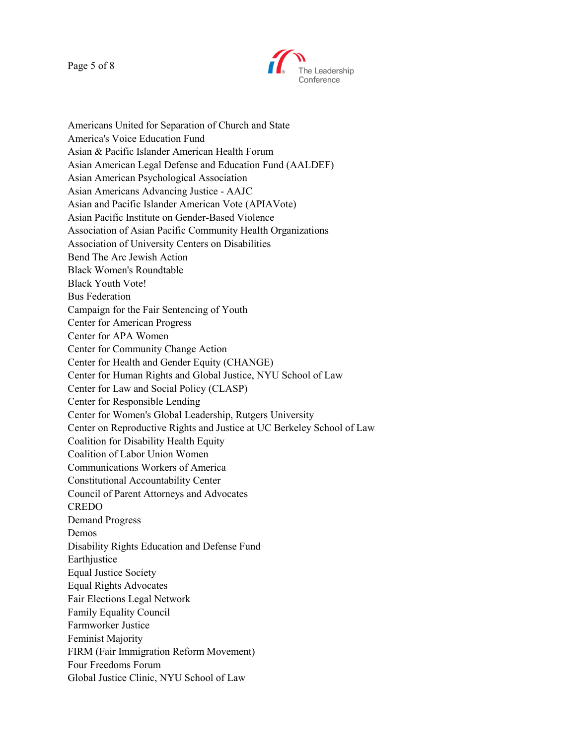Americans United for Separation of Church and State
America's Voice Education Fund
Asian & Pacific Islander American Health Forum
Asian American Legal Defense and Education Fund (AALDEF)
Asian American Psychological Association
Asian Americans Advancing Justice - AAJC
Asian and Pacific Islander American Vote (APIAVote)
Asian Pacific Institute on Gender-Based Violence
Association of Asian Pacific Community Health Organizations
Association of University Centers on Disabilities
Bend The Arc Jewish Action
Black Women's Roundtable
Black Youth Vote!
Bus Federation
Campaign for the Fair Sentencing of Youth
Center for American Progress
Center for APA Women
Center for Community Change Action
Center for Health and Gender Equity (CHANGE)
Center for Human Rights and Global Justice, NYU School of Law
Center for Law and Social Policy (CLASP)
Center for Responsible Lending
Center for Women's Global Leadership, Rutgers University
Center on Reproductive Rights and Justice at UC Berkeley School of Law
Coalition for Disability Health Equity
Coalition of Labor Union Women
Communications Workers of America
Constitutional Accountability Center
Council of Parent Attorneys and Advocates
CREDO
Demand Progress
Demos
Disability Rights Education and Defense Fund
Earthjustice
Equal Justice Society
Equal Rights Advocates
Fair Elections Legal Network
Family Equality Council
Farmworker Justice
Feminist Majority
FIRM (Fair Immigration Reform Movement)
Four Freedoms Forum
Global Justice Clinic, NYU School of Law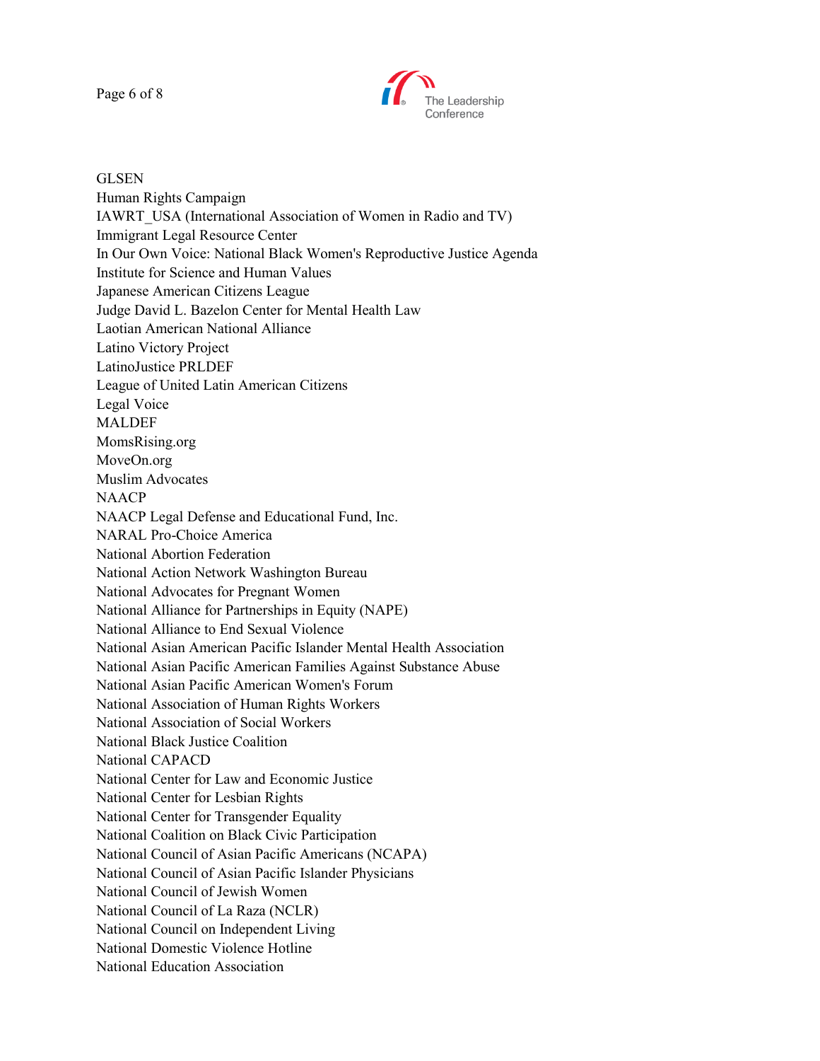GLSEN
Human Rights Campaign
IAWRT_USA (International Association of Women in Radio and TV)
Immigrant Legal Resource Center
In Our Own Voice: National Black Women's Reproductive Justice Agenda
Institute for Science and Human Values
Japanese American Citizens League
Judge David L. Bazelon Center for Mental Health Law
Laotian American National Alliance
Latino Victory Project
LatinoJustice PRLDEF
League of United Latin American Citizens
Legal Voice
MALDEF
MomsRising.org
MoveOn.org
Muslim Advocates
NAACP
NAACP Legal Defense and Educational Fund, Inc.
NARAL Pro-Choice America
National Abortion Federation
National Action Network Washington Bureau
National Advocates for Pregnant Women
National Alliance for Partnerships in Equity (NAPE)
National Alliance to End Sexual Violence
National Asian American Pacific Islander Mental Health Association
National Asian Pacific American Families Against Substance Abuse
National Asian Pacific American Women's Forum
National Association of Human Rights Workers
National Association of Social Workers
National Black Justice Coalition
National CAPACD
National Center for Law and Economic Justice
National Center for Lesbian Rights
National Center for Transgender Equality
National Coalition on Black Civic Participation
National Council of Asian Pacific Americans (NCAPA)
National Council of Asian Pacific Islander Physicians
National Council of Jewish Women
National Council of La Raza (NCLR)
National Council on Independent Living
National Domestic Violence Hotline
National Education Association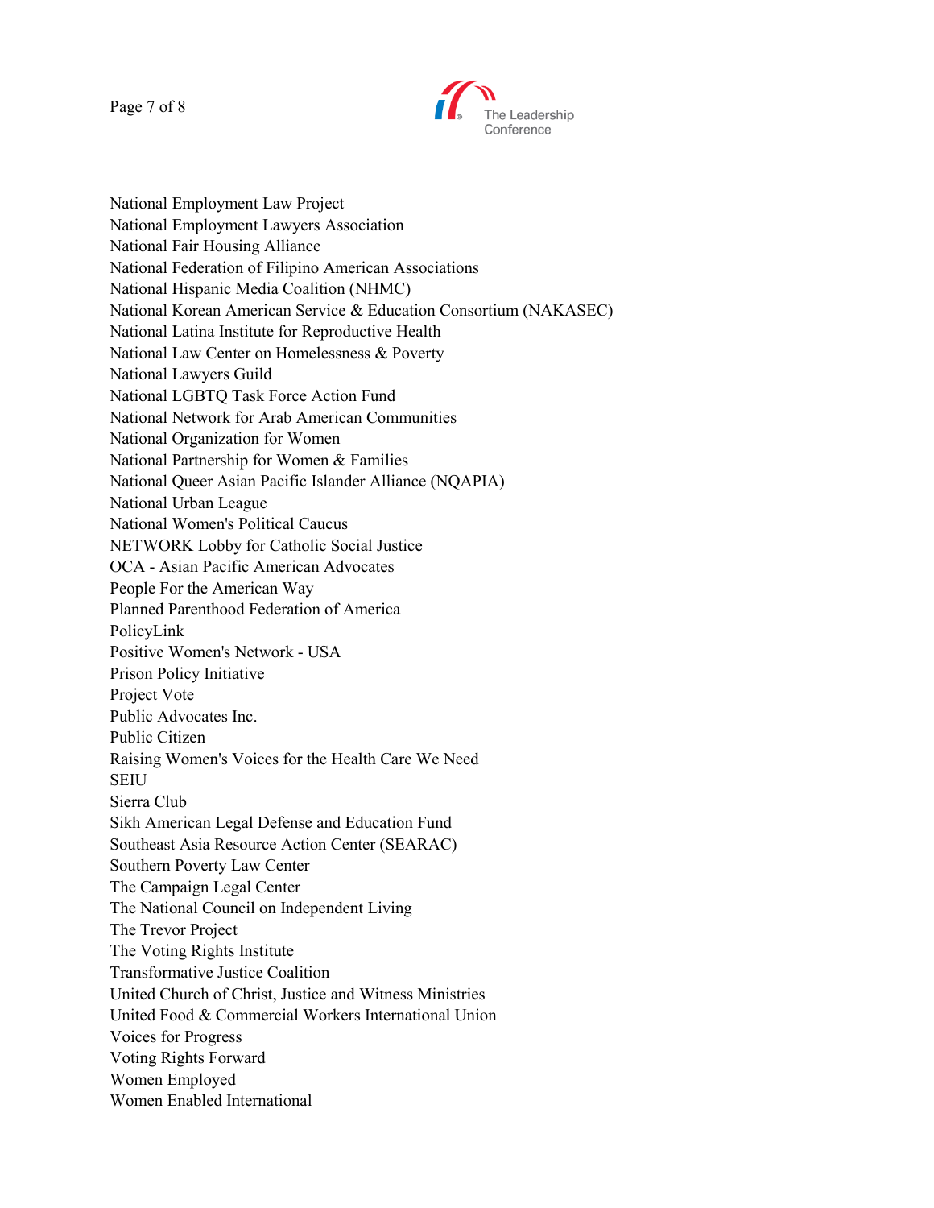National Employment Law Project
National Employment Lawyers Association
National Fair Housing Alliance
National Federation of Filipino American Associations
National Hispanic Media Coalition (NHMC)
National Korean American Service & Education Consortium (NAKASEC)
National Latina Institute for Reproductive Health
National Law Center on Homelessness & Poverty
National Lawyers Guild
National LGBTQ Task Force Action Fund
National Network for Arab American Communities
National Organization for Women
National Partnership for Women & Families
National Queer Asian Pacific Islander Alliance (NQAPIA)
National Urban League
National Women's Political Caucus
NETWORK Lobby for Catholic Social Justice
OCA - Asian Pacific American Advocates
People For the American Way
Planned Parenthood Federation of America
PolicyLink
Positive Women's Network - USA
Prison Policy Initiative
Project Vote
Public Advocates Inc.
Public Citizen
Raising Women's Voices for the Health Care We Need
SEIU
Sierra Club
Sikh American Legal Defense and Education Fund
Southeast Asia Resource Action Center (SEARAC)
Southern Poverty Law Center
The Campaign Legal Center
The National Council on Independent Living
The Trevor Project
The Voting Rights Institute
Transformative Justice Coalition
United Church of Christ, Justice and Witness Ministries
United Food & Commercial Workers International Union
Voices for Progress
Voting Rights Forward
Women Employed
Women Enabled International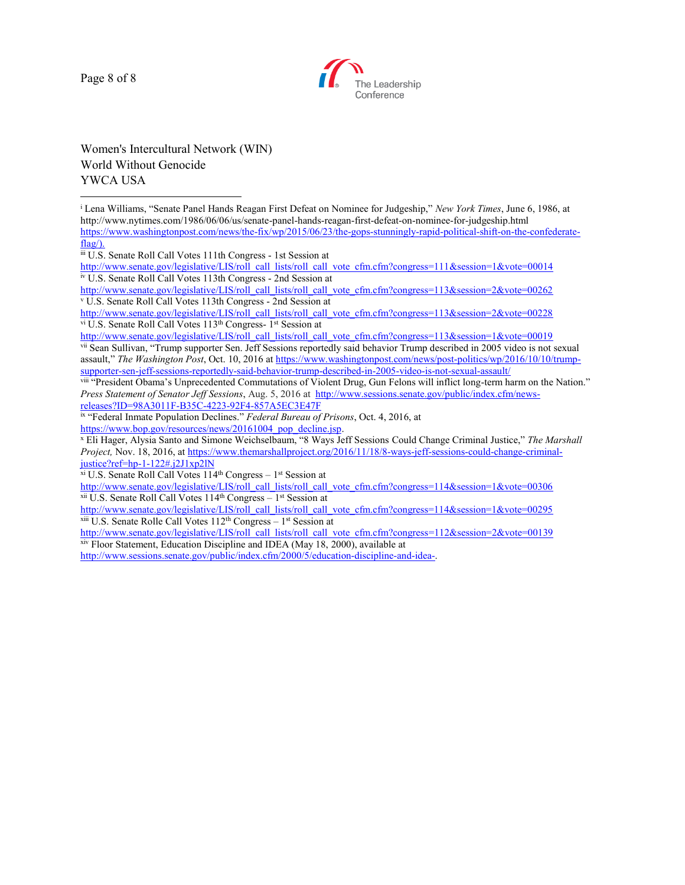Women's Intercultural Network (WIN)
World Without Genocide
YWCA USA

---

[i] Lena Williams, "Senate Panel Hands Reagan First Defeat on Nominee for Judgeship," *New York Times*, June 6, 1986, at http://www.nytimes.com/1986/06/06/us/senate-panel-hands-reagan-first-defeat-on-nominee-for-judgeship.html https://www.washingtonpost.com/news/the-fix/wp/2015/06/23/the-gops-stunningly-rapid-political-shift-on-the-confederate-flag/).

[iii] U.S. Senate Roll Call Votes 111th Congress - 1st Session at http://www.senate.gov/legislative/LIS/roll_call_lists/roll_call_vote_cfm.cfm?congress=111&session=1&vote=00014

[iv] U.S. Senate Roll Call Votes 113th Congress - 2nd Session at http://www.senate.gov/legislative/LIS/roll_call_lists/roll_call_vote_cfm.cfm?congress=113&session=2&vote=00262

[v] U.S. Senate Roll Call Votes 113th Congress - 2nd Session at http://www.senate.gov/legislative/LIS/roll_call_lists/roll_call_vote_cfm.cfm?congress=113&session=2&vote=00228

[vi] U.S. Senate Roll Call Votes 113th Congress- 1st Session at http://www.senate.gov/legislative/LIS/roll_call_lists/roll_call_vote_cfm.cfm?congress=113&session=1&vote=00019

[vii] Sean Sullivan, "Trump supporter Sen. Jeff Sessions reportedly said behavior Trump described in 2005 video is not sexual assault," *The Washington Post*, Oct. 10, 2016 at https://www.washingtonpost.com/news/post-politics/wp/2016/10/10/trump-supporter-sen-jeff-sessions-reportedly-said-behavior-trump-described-in-2005-video-is-not-sexual-assault/

[viii] "President Obama's Unprecedented Commutations of Violent Drug, Gun Felons will inflict long-term harm on the Nation." *Press Statement of Senator Jeff Sessions*, Aug. 5, 2016 at http://www.sessions.senate.gov/public/index.cfm/news-releases?ID=98A3011F-B35C-4223-92F4-857A5EC3E47F

[ix] "Federal Inmate Population Declines." *Federal Bureau of Prisons*, Oct. 4, 2016, at https://www.bop.gov/resources/news/20161004_pop_decline.jsp.

[x] Eli Hager, Alysia Santo and Simone Weichselbaum, "8 Ways Jeff Sessions Could Change Criminal Justice," *The Marshall Project,* Nov. 18, 2016, at https://www.themarshallproject.org/2016/11/18/8-ways-jeff-sessions-could-change-criminal-justice?ref=hp-1-122#.j2J1xp2lN

[xi] U.S. Senate Roll Call Votes 114th Congress – 1st Session at http://www.senate.gov/legislative/LIS/roll_call_lists/roll_call_vote_cfm.cfm?congress=114&session=1&vote=00306

[xii] U.S. Senate Roll Call Votes 114th Congress – 1st Session at http://www.senate.gov/legislative/LIS/roll_call_lists/roll_call_vote_cfm.cfm?congress=114&session=1&vote=00295

[xiii] U.S. Senate Rolle Call Votes 112th Congress – 1st Session at http://www.senate.gov/legislative/LIS/roll_call_lists/roll_call_vote_cfm.cfm?congress=112&session=2&vote=00139

[xiv] Floor Statement, Education Discipline and IDEA (May 18, 2000), available at http://www.sessions.senate.gov/public/index.cfm/2000/5/education-discipline-and-idea-.